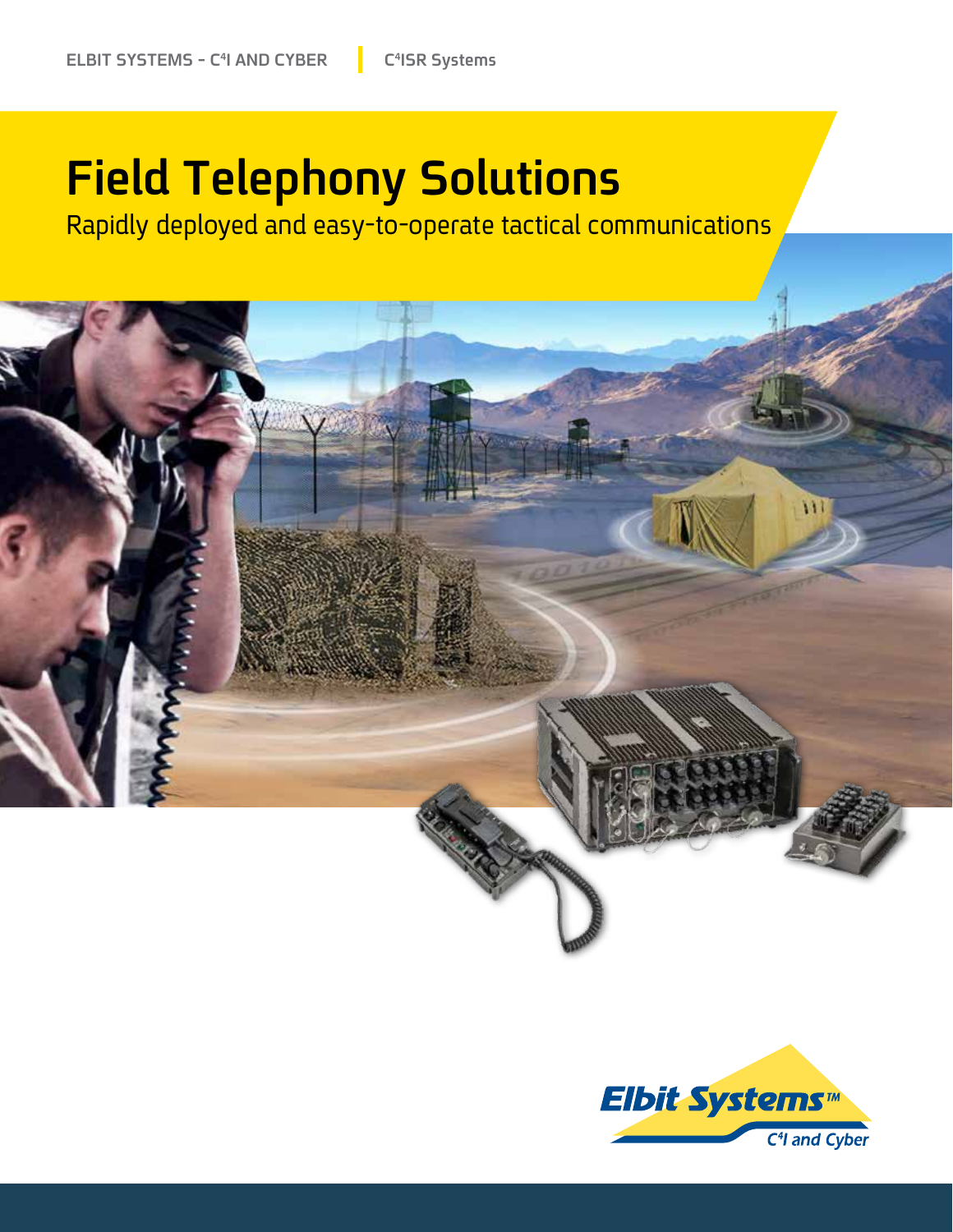ELBIT SYSTEMS - $C^4$I AND CYBER | $C^4$ISR Systems

# Field Telephony Solutions

Rapidly deployed and easy-to-operate tactical communications

Elbit Systems™

$C^4$I and Cyber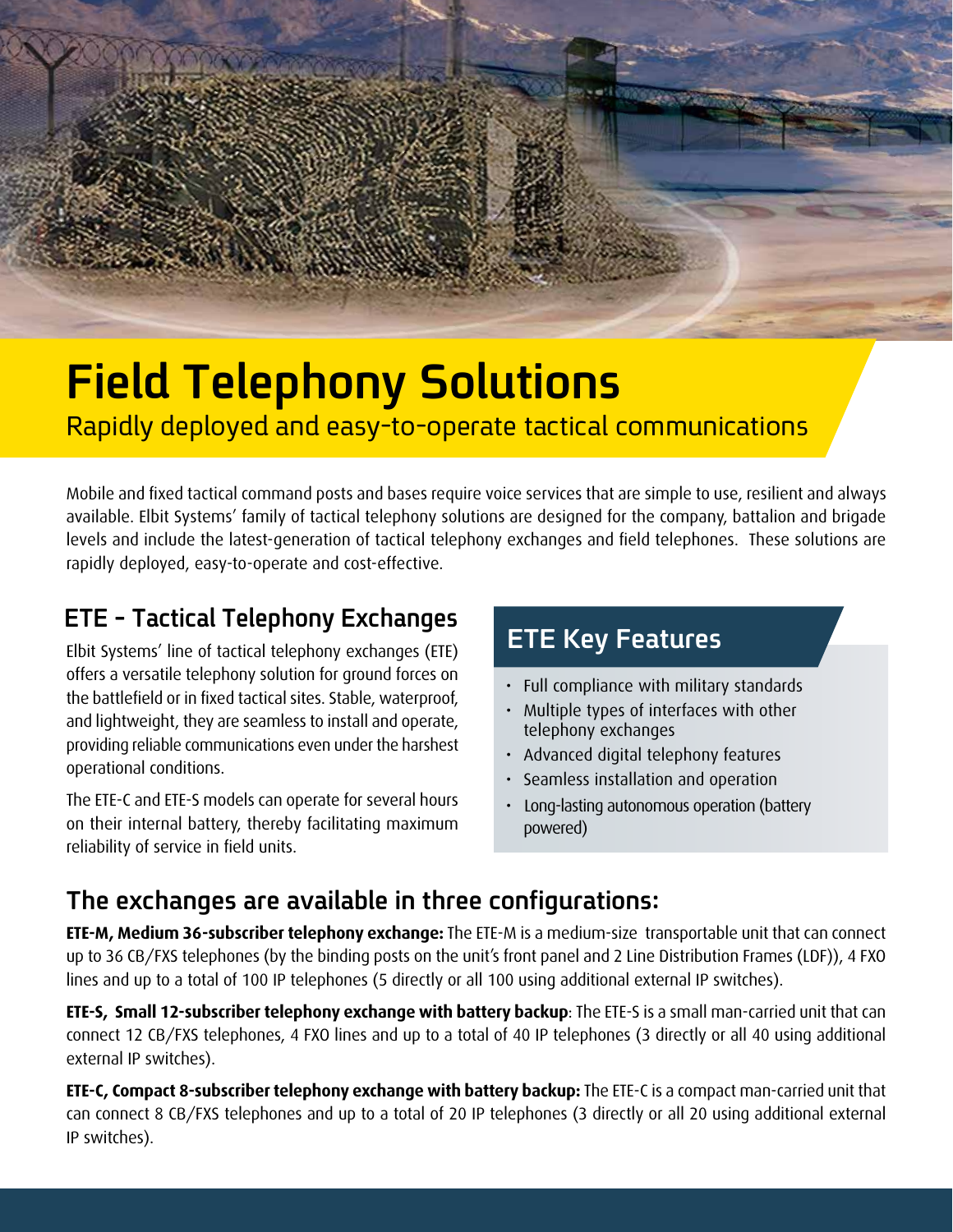# Field Telephony Solutions

Rapidly deployed and easy-to-operate tactical communications

Mobile and fixed tactical command posts and bases require voice services that are simple to use, resilient and always available. Elbit Systems' family of tactical telephony solutions are designed for the company, battalion and brigade levels and include the latest-generation of tactical telephony exchanges and field telephones. These solutions are rapidly deployed, easy-to-operate and cost-effective.

## ETE - Tactical Telephony Exchanges

Elbit Systems' line of tactical telephony exchanges (ETE) offers a versatile telephony solution for ground forces on the battlefield or in fixed tactical sites. Stable, waterproof, and lightweight, they are seamless to install and operate, providing reliable communications even under the harshest operational conditions.

The ETE-C and ETE-S models can operate for several hours on their internal battery, thereby facilitating maximum reliability of service in field units.

## ETE Key Features

- Full compliance with military standards
- Multiple types of interfaces with other telephony exchanges
- Advanced digital telephony features
- Seamless installation and operation
- Long-lasting autonomous operation (battery powered)

## The exchanges are available in three configurations:

**ETE-M, Medium 36-subscriber telephony exchange:** The ETE-M is a medium-size transportable unit that can connect up to 36 CB/FXS telephones (by the binding posts on the unit's front panel and 2 Line Distribution Frames (LDF)), 4 FXO lines and up to a total of 100 IP telephones (5 directly or all 100 using additional external IP switches).

**ETE-S, Small 12-subscriber telephony exchange with battery backup**: The ETE-S is a small man-carried unit that can connect 12 CB/FXS telephones, 4 FXO lines and up to a total of 40 IP telephones (3 directly or all 40 using additional external IP switches).

**ETE-C, Compact 8-subscriber telephony exchange with battery backup:** The ETE-C is a compact man-carried unit that can connect 8 CB/FXS telephones and up to a total of 20 IP telephones (3 directly or all 20 using additional external IP switches).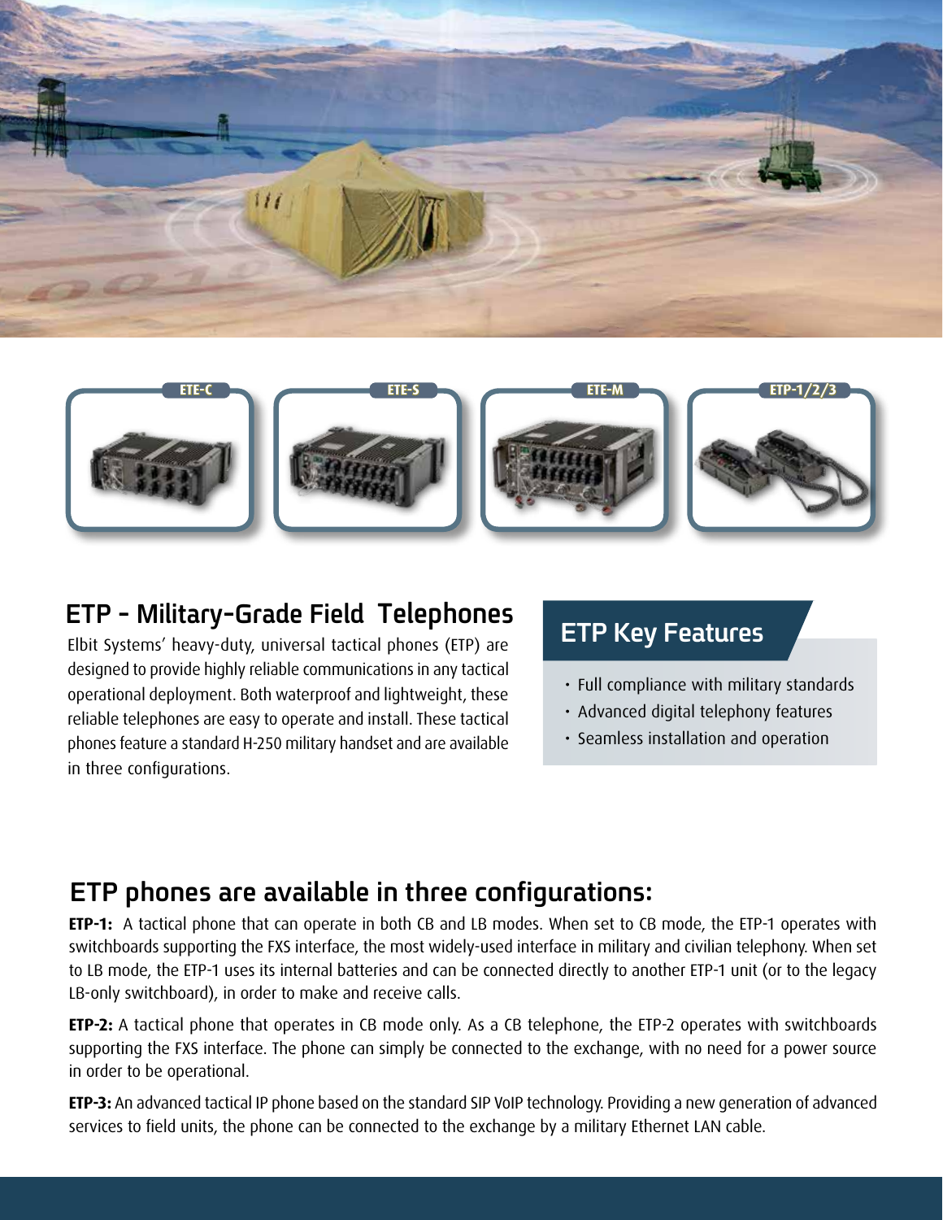ETE-C

ETE-S

ETE-M

ETP-1/2/3

## ETP - Military-Grade Field Telephones

Elbit Systems' heavy-duty, universal tactical phones (ETP) are designed to provide highly reliable communications in any tactical operational deployment. Both waterproof and lightweight, these reliable telephones are easy to operate and install. These tactical phones feature a standard H-250 military handset and are available in three configurations.

## ETP Key Features

- Full compliance with military standards
- Advanced digital telephony features
- Seamless installation and operation

## ETP phones are available in three configurations:

**ETP-1:** A tactical phone that can operate in both CB and LB modes. When set to CB mode, the ETP-1 operates with switchboards supporting the FXS interface, the most widely-used interface in military and civilian telephony. When set to LB mode, the ETP-1 uses its internal batteries and can be connected directly to another ETP-1 unit (or to the legacy LB-only switchboard), in order to make and receive calls.

**ETP-2:** A tactical phone that operates in CB mode only. As a CB telephone, the ETP-2 operates with switchboards supporting the FXS interface. The phone can simply be connected to the exchange, with no need for a power source in order to be operational.

**ETP-3:** An advanced tactical IP phone based on the standard SIP VoIP technology. Providing a new generation of advanced services to field units, the phone can be connected to the exchange by a military Ethernet LAN cable.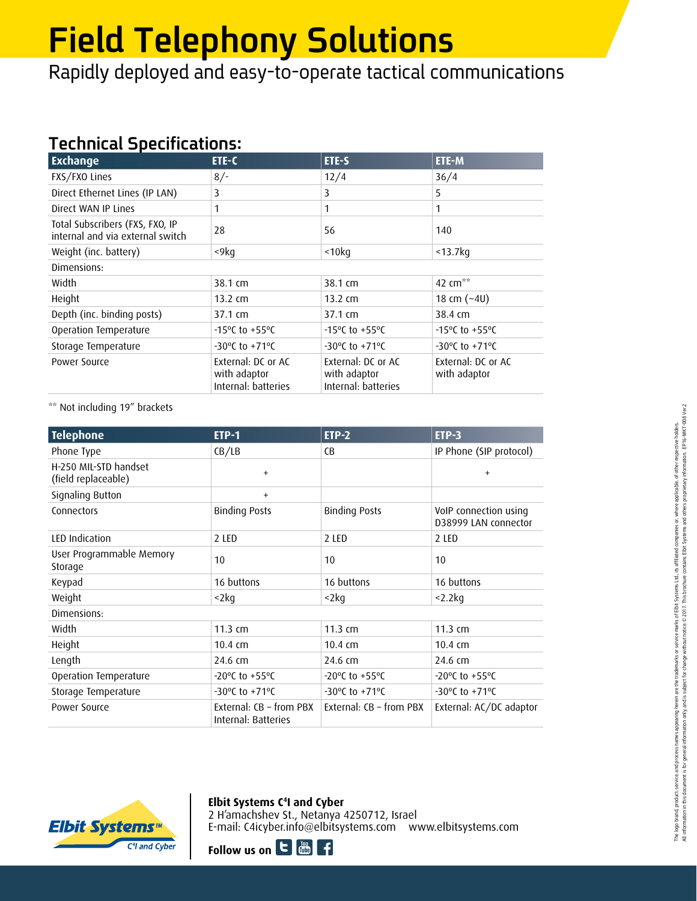# Field Telephony Solutions

Rapidly deployed and easy-to-operate tactical communications

## Technical Specifications:

| Exchange | ETE-C | ETE-S | ETE-M |
|---|---|---|---|
| FXS/FXO Lines | 8/- | 12/4 | 36/4 |
| Direct Ethernet Lines (IP LAN) | 3 | 3 | 5 |
| Direct WAN IP Lines | 1 | 1 | 1 |
| Total Subscribers (FXS, FXO, IP internal and via external switch | 28 | 56 | 140 |
| Weight (inc. battery) | <9kg | <10kg | <13.7kg |
| Dimensions: | | | |
| Width | 38.1 cm | 38.1 cm | 42 cm** |
| Height | 13.2 cm | 13.2 cm | 18 cm (~4U) |
| Depth (inc. binding posts) | 37.1 cm | 37.1 cm | 38.4 cm |
| Operation Temperature | -15ºC to +55ºC | -15ºC to +55ºC | -15ºC to +55ºC |
| Storage Temperature | -30ºC to +71ºC | -30ºC to +71ºC | -30ºC to +71ºC |
| Power Source | External: DC or AC with adaptor Internal: batteries | External: DC or AC with adaptor Internal: batteries | External: DC or AC with adaptor |

** Not including 19" brackets

| Telephone | ETP-1 | ETP-2 | ETP-3 |
|---|---|---|---|
| Phone Type | CB/LB | CB | IP Phone (SIP protocol) |
| H-250 MIL-STD handset (field replaceable) | + | | + |
| Signaling Button | + | | |
| Connectors | Binding Posts | Binding Posts | VoIP connection using D38999 LAN connector |
| LED Indication | 2 LED | 2 LED | 2 LED |
| User Programmable Memory Storage | 10 | 10 | 10 |
| Keypad | 16 buttons | 16 buttons | 16 buttons |
| Weight | <2kg | <2kg | <2.2kg |
| Dimensions: | | | |
| Width | 11.3 cm | 11.3 cm | 11.3 cm |
| Height | 10.4 cm | 10.4 cm | 10.4 cm |
| Length | 24.6 cm | 24.6 cm | 24.6 cm |
| Operation Temperature | -20ºC to +55ºC | -20ºC to +55ºC | -20ºC to +55ºC |
| Storage Temperature | -30ºC to +71ºC | -30ºC to +71ºC | -30ºC to +71ºC |
| Power Source | External: CB – from PBX Internal: Batteries | External: CB – from PBX | External: AC/DC adaptor |

Elbit Systems™ C⁴I and Cyber

**Elbit Systems C⁴I and Cyber**
2 H'amachshev St., Netanya 4250712, Israel
E-mail: C4icyber.info@elbitsystems.com www.elbitsystems.com

**Follow us on**

The logo, brand, product, service, and process names appearing herein are the trademarks or service marks of Elbit Systems Ltd., its affiliated companies or, where applicable, of other respective holders. All information in this document is for general information only, and is subject for change without notice. © 2017. This brochure contains Elbit Systems and others proprietary information. EP16-MKT-008 Ver.2